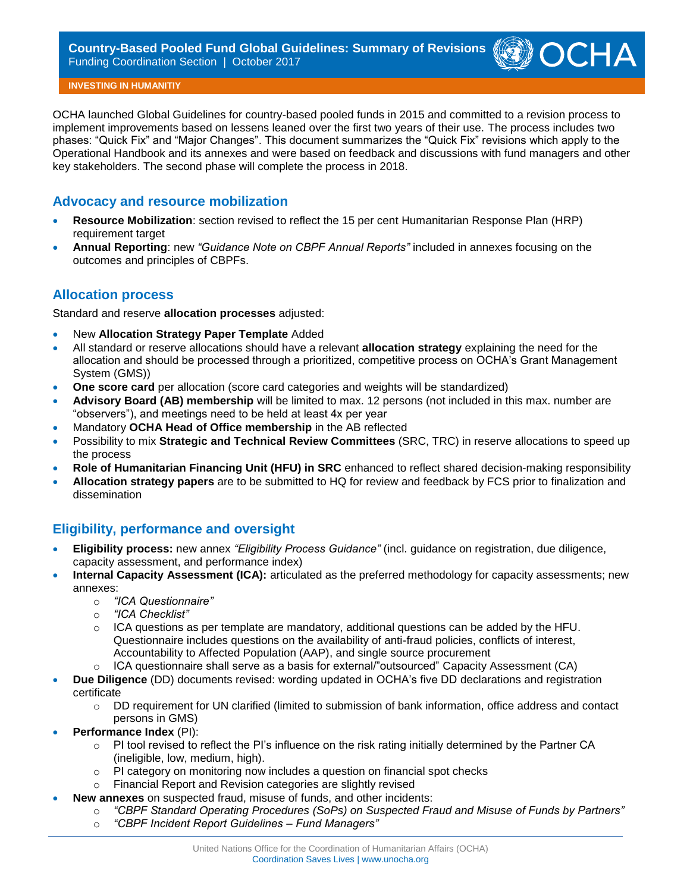# Country-Based Pooled Fund Global Guidelines: Summary of Revisions

Funding Coordination Section | October 2017

**INVESTING IN HUMANITIY**

OCHA launched Global Guidelines for country-based pooled funds in 2015 and committed to a revision process to implement improvements based on lessens leaned over the first two years of their use. The process includes two phases: "Quick Fix" and "Major Changes". This document summarizes the "Quick Fix" revisions which apply to the Operational Handbook and its annexes and were based on feedback and discussions with fund managers and other key stakeholders. The second phase will complete the process in 2018.

## Advocacy and resource mobilization

- **Resource Mobilization**: section revised to reflect the 15 per cent Humanitarian Response Plan (HRP) requirement target
- **Annual Reporting**: new *"Guidance Note on CBPF Annual Reports"* included in annexes focusing on the outcomes and principles of CBPFs.

## Allocation process

Standard and reserve **allocation processes** adjusted:

- New **Allocation Strategy Paper Template** Added
- All standard or reserve allocations should have a relevant **allocation strategy** explaining the need for the allocation and should be processed through a prioritized, competitive process on OCHA's Grant Management System (GMS))
- **One score card** per allocation (score card categories and weights will be standardized)
- **Advisory Board (AB) membership** will be limited to max. 12 persons (not included in this max. number are "observers"), and meetings need to be held at least 4x per year
- Mandatory **OCHA Head of Office membership** in the AB reflected
- Possibility to mix **Strategic and Technical Review Committees** (SRC, TRC) in reserve allocations to speed up the process
- **Role of Humanitarian Financing Unit (HFU) in SRC** enhanced to reflect shared decision-making responsibility
- **Allocation strategy papers** are to be submitted to HQ for review and feedback by FCS prior to finalization and dissemination

## Eligibility, performance and oversight

- **Eligibility process:** new annex *"Eligibility Process Guidance"* (incl. guidance on registration, due diligence, capacity assessment, and performance index)
- **Internal Capacity Assessment (ICA):** articulated as the preferred methodology for capacity assessments; new annexes:
  - *"ICA Questionnaire"*
  - *"ICA Checklist"*
  - ICA questions as per template are mandatory, additional questions can be added by the HFU. Questionnaire includes questions on the availability of anti-fraud policies, conflicts of interest, Accountability to Affected Population (AAP), and single source procurement
  - ICA questionnaire shall serve as a basis for external/"outsourced" Capacity Assessment (CA)
- **Due Diligence** (DD) documents revised: wording updated in OCHA's five DD declarations and registration certificate
  - DD requirement for UN clarified (limited to submission of bank information, office address and contact persons in GMS)
- **Performance Index** (PI):
  - PI tool revised to reflect the PI's influence on the risk rating initially determined by the Partner CA (ineligible, low, medium, high).
  - PI category on monitoring now includes a question on financial spot checks
  - Financial Report and Revision categories are slightly revised
- **New annexes** on suspected fraud, misuse of funds, and other incidents:
  - *"CBPF Standard Operating Procedures (SoPs) on Suspected Fraud and Misuse of Funds by Partners"*
  - *"CBPF Incident Report Guidelines – Fund Managers"*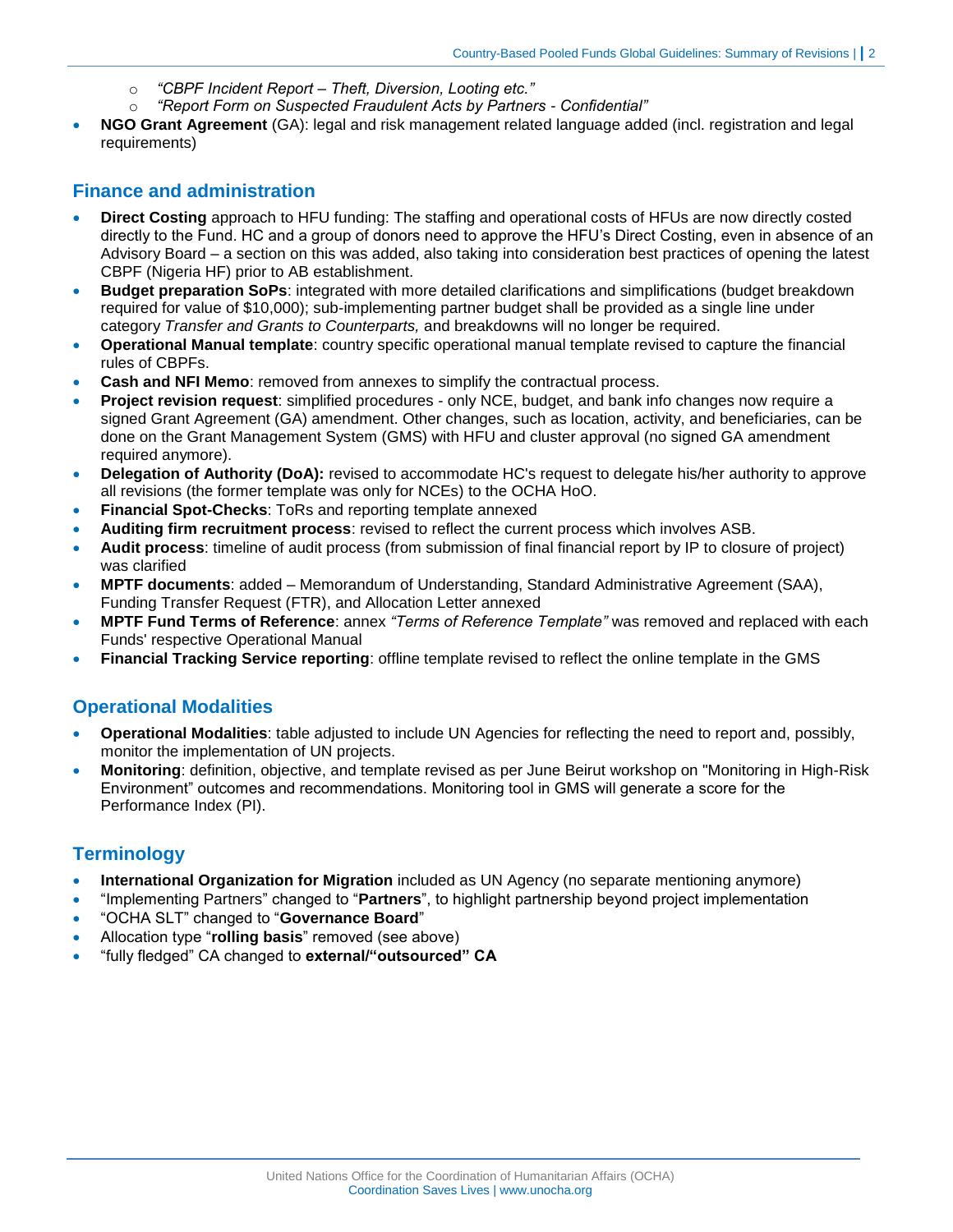- *"CBPF Incident Report – Theft, Diversion, Looting etc."*
- *"Report Form on Suspected Fraudulent Acts by Partners - Confidential"*

- **NGO Grant Agreement** (GA): legal and risk management related language added (incl. registration and legal requirements)

## Finance and administration

- **Direct Costing** approach to HFU funding: The staffing and operational costs of HFUs are now directly costed directly to the Fund. HC and a group of donors need to approve the HFU's Direct Costing, even in absence of an Advisory Board – a section on this was added, also taking into consideration best practices of opening the latest CBPF (Nigeria HF) prior to AB establishment.
- **Budget preparation SoPs**: integrated with more detailed clarifications and simplifications (budget breakdown required for value of $10,000); sub-implementing partner budget shall be provided as a single line under category *Transfer and Grants to Counterparts,* and breakdowns will no longer be required.
- **Operational Manual template**: country specific operational manual template revised to capture the financial rules of CBPFs.
- **Cash and NFI Memo**: removed from annexes to simplify the contractual process.
- **Project revision request**: simplified procedures - only NCE, budget, and bank info changes now require a signed Grant Agreement (GA) amendment. Other changes, such as location, activity, and beneficiaries, can be done on the Grant Management System (GMS) with HFU and cluster approval (no signed GA amendment required anymore).
- **Delegation of Authority (DoA):** revised to accommodate HC's request to delegate his/her authority to approve all revisions (the former template was only for NCEs) to the OCHA HoO.
- **Financial Spot-Checks**: ToRs and reporting template annexed
- **Auditing firm recruitment process**: revised to reflect the current process which involves ASB.
- **Audit process**: timeline of audit process (from submission of final financial report by IP to closure of project) was clarified
- **MPTF documents**: added – Memorandum of Understanding, Standard Administrative Agreement (SAA), Funding Transfer Request (FTR), and Allocation Letter annexed
- **MPTF Fund Terms of Reference**: annex *"Terms of Reference Template"* was removed and replaced with each Funds' respective Operational Manual
- **Financial Tracking Service reporting**: offline template revised to reflect the online template in the GMS

## Operational Modalities

- **Operational Modalities**: table adjusted to include UN Agencies for reflecting the need to report and, possibly, monitor the implementation of UN projects.
- **Monitoring**: definition, objective, and template revised as per June Beirut workshop on "Monitoring in High-Risk Environment" outcomes and recommendations. Monitoring tool in GMS will generate a score for the Performance Index (PI).

## Terminology

- **International Organization for Migration** included as UN Agency (no separate mentioning anymore)
- "Implementing Partners" changed to "**Partners**", to highlight partnership beyond project implementation
- "OCHA SLT" changed to "**Governance Board**"
- Allocation type "**rolling basis**" removed (see above)
- "fully fledged" CA changed to **external/"outsourced" CA**